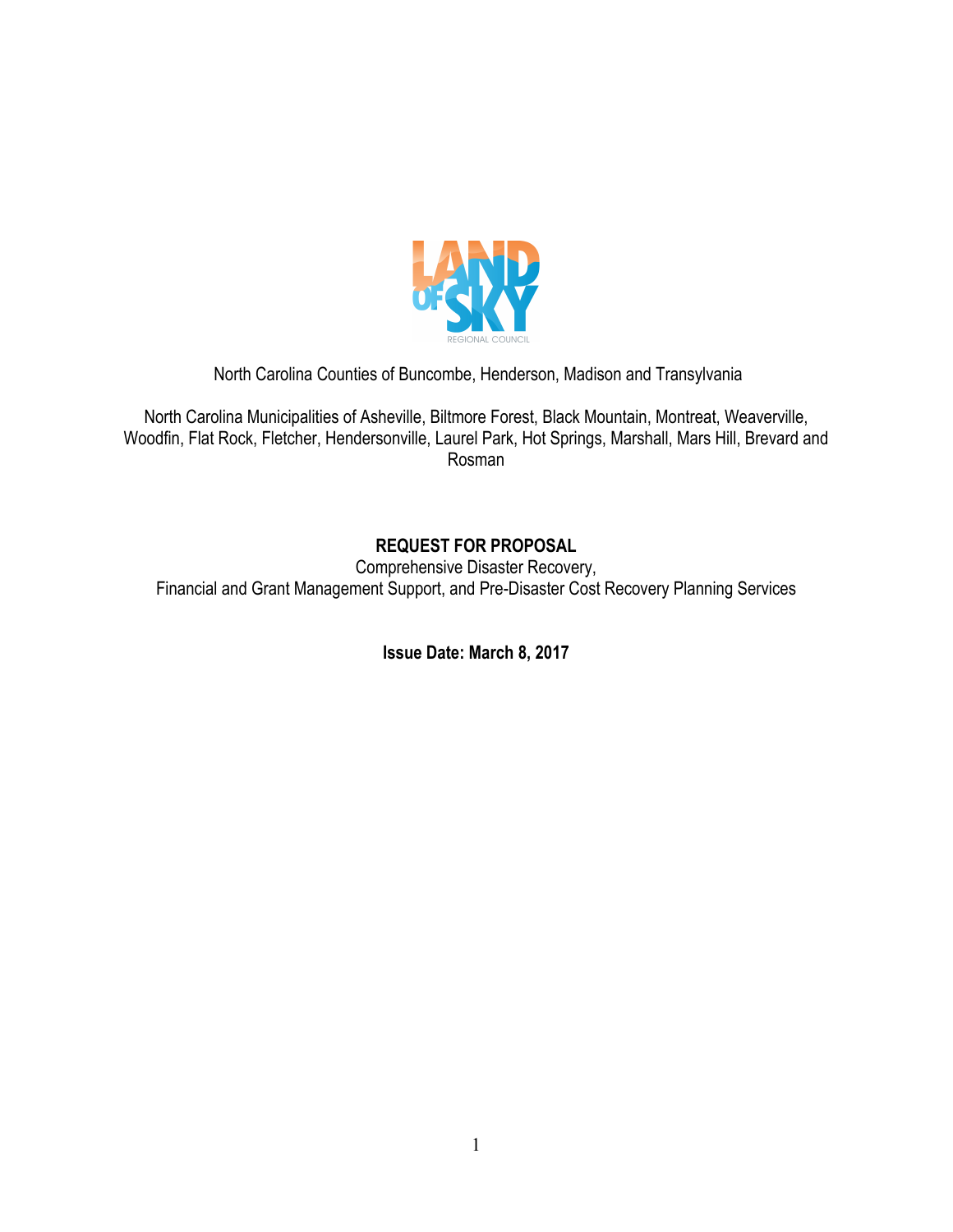LAND OF SKY

REGIONAL COUNCIL

North Carolina Counties of Buncombe, Henderson, Madison and Transylvania

North Carolina Municipalities of Asheville, Biltmore Forest, Black Mountain, Montreat, Weaverville, Woodfin, Flat Rock, Fletcher, Hendersonville, Laurel Park, Hot Springs, Marshall, Mars Hill, Brevard and Rosman

# REQUEST FOR PROPOSAL

Comprehensive Disaster Recovery,
Financial and Grant Management Support, and Pre-Disaster Cost Recovery Planning Services

**Issue Date: March 8, 2017**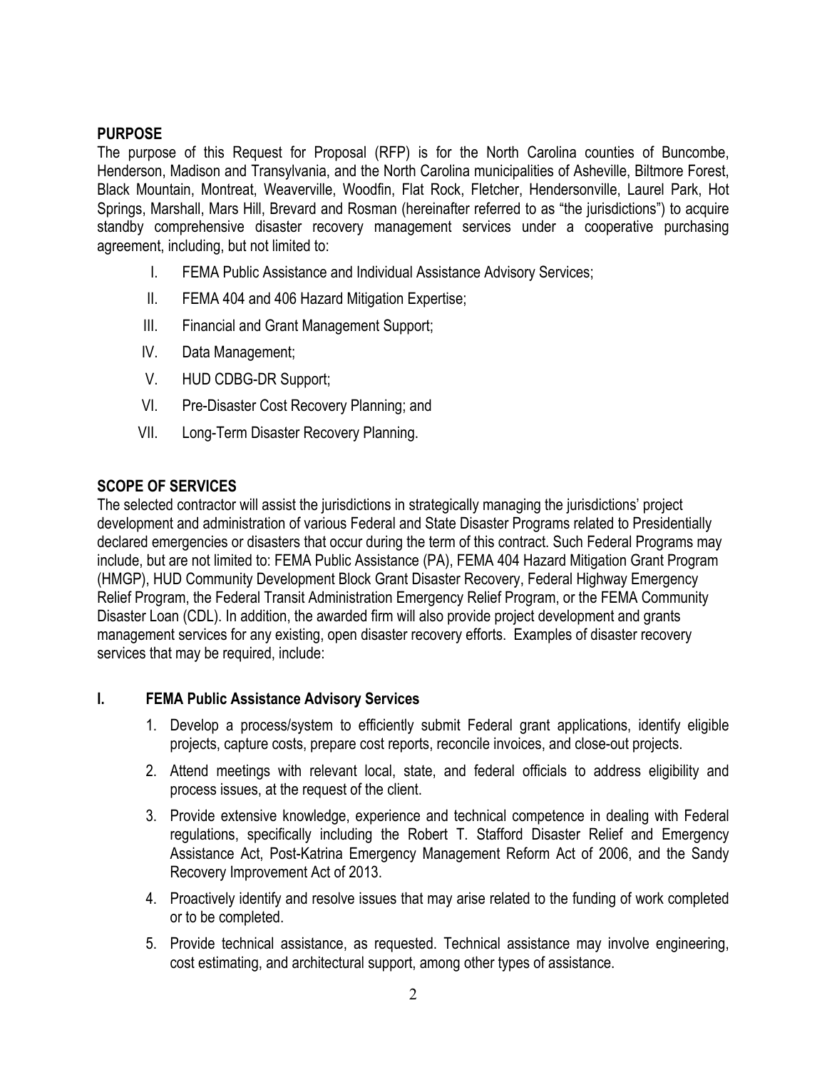## PURPOSE

The purpose of this Request for Proposal (RFP) is for the North Carolina counties of Buncombe, Henderson, Madison and Transylvania, and the North Carolina municipalities of Asheville, Biltmore Forest, Black Mountain, Montreat, Weaverville, Woodfin, Flat Rock, Fletcher, Hendersonville, Laurel Park, Hot Springs, Marshall, Mars Hill, Brevard and Rosman (hereinafter referred to as "the jurisdictions") to acquire standby comprehensive disaster recovery management services under a cooperative purchasing agreement, including, but not limited to:

I. FEMA Public Assistance and Individual Assistance Advisory Services;

II. FEMA 404 and 406 Hazard Mitigation Expertise;

III. Financial and Grant Management Support;

IV. Data Management;

V. HUD CDBG-DR Support;

VI. Pre-Disaster Cost Recovery Planning; and

VII. Long-Term Disaster Recovery Planning.

## SCOPE OF SERVICES

The selected contractor will assist the jurisdictions in strategically managing the jurisdictions' project development and administration of various Federal and State Disaster Programs related to Presidentially declared emergencies or disasters that occur during the term of this contract. Such Federal Programs may include, but are not limited to: FEMA Public Assistance (PA), FEMA 404 Hazard Mitigation Grant Program (HMGP), HUD Community Development Block Grant Disaster Recovery, Federal Highway Emergency Relief Program, the Federal Transit Administration Emergency Relief Program, or the FEMA Community Disaster Loan (CDL). In addition, the awarded firm will also provide project development and grants management services for any existing, open disaster recovery efforts. Examples of disaster recovery services that may be required, include:

### I. FEMA Public Assistance Advisory Services

1. Develop a process/system to efficiently submit Federal grant applications, identify eligible projects, capture costs, prepare cost reports, reconcile invoices, and close-out projects.
2. Attend meetings with relevant local, state, and federal officials to address eligibility and process issues, at the request of the client.
3. Provide extensive knowledge, experience and technical competence in dealing with Federal regulations, specifically including the Robert T. Stafford Disaster Relief and Emergency Assistance Act, Post-Katrina Emergency Management Reform Act of 2006, and the Sandy Recovery Improvement Act of 2013.
4. Proactively identify and resolve issues that may arise related to the funding of work completed or to be completed.
5. Provide technical assistance, as requested. Technical assistance may involve engineering, cost estimating, and architectural support, among other types of assistance.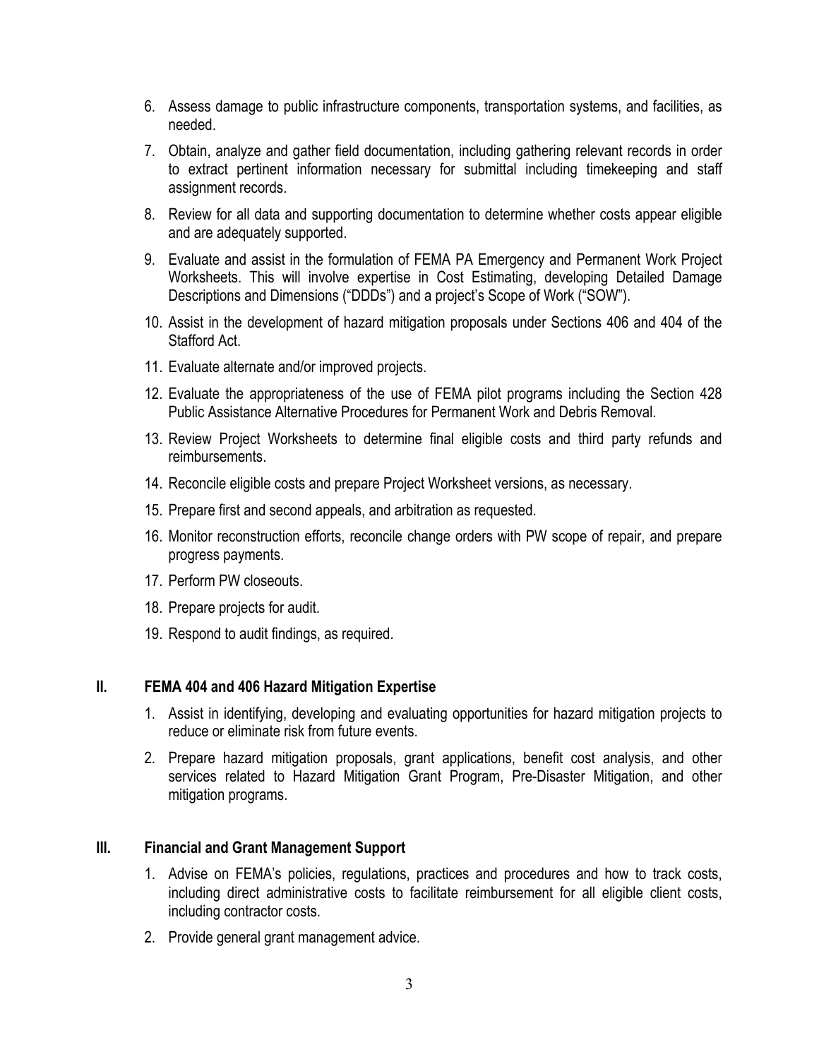6. Assess damage to public infrastructure components, transportation systems, and facilities, as needed.
7. Obtain, analyze and gather field documentation, including gathering relevant records in order to extract pertinent information necessary for submittal including timekeeping and staff assignment records.
8. Review for all data and supporting documentation to determine whether costs appear eligible and are adequately supported.
9. Evaluate and assist in the formulation of FEMA PA Emergency and Permanent Work Project Worksheets. This will involve expertise in Cost Estimating, developing Detailed Damage Descriptions and Dimensions ("DDDs") and a project's Scope of Work ("SOW").
10. Assist in the development of hazard mitigation proposals under Sections 406 and 404 of the Stafford Act.
11. Evaluate alternate and/or improved projects.
12. Evaluate the appropriateness of the use of FEMA pilot programs including the Section 428 Public Assistance Alternative Procedures for Permanent Work and Debris Removal.
13. Review Project Worksheets to determine final eligible costs and third party refunds and reimbursements.
14. Reconcile eligible costs and prepare Project Worksheet versions, as necessary.
15. Prepare first and second appeals, and arbitration as requested.
16. Monitor reconstruction efforts, reconcile change orders with PW scope of repair, and prepare progress payments.
17. Perform PW closeouts.
18. Prepare projects for audit.
19. Respond to audit findings, as required.

## II. FEMA 404 and 406 Hazard Mitigation Expertise

1. Assist in identifying, developing and evaluating opportunities for hazard mitigation projects to reduce or eliminate risk from future events.
2. Prepare hazard mitigation proposals, grant applications, benefit cost analysis, and other services related to Hazard Mitigation Grant Program, Pre-Disaster Mitigation, and other mitigation programs.

## III. Financial and Grant Management Support

1. Advise on FEMA's policies, regulations, practices and procedures and how to track costs, including direct administrative costs to facilitate reimbursement for all eligible client costs, including contractor costs.
2. Provide general grant management advice.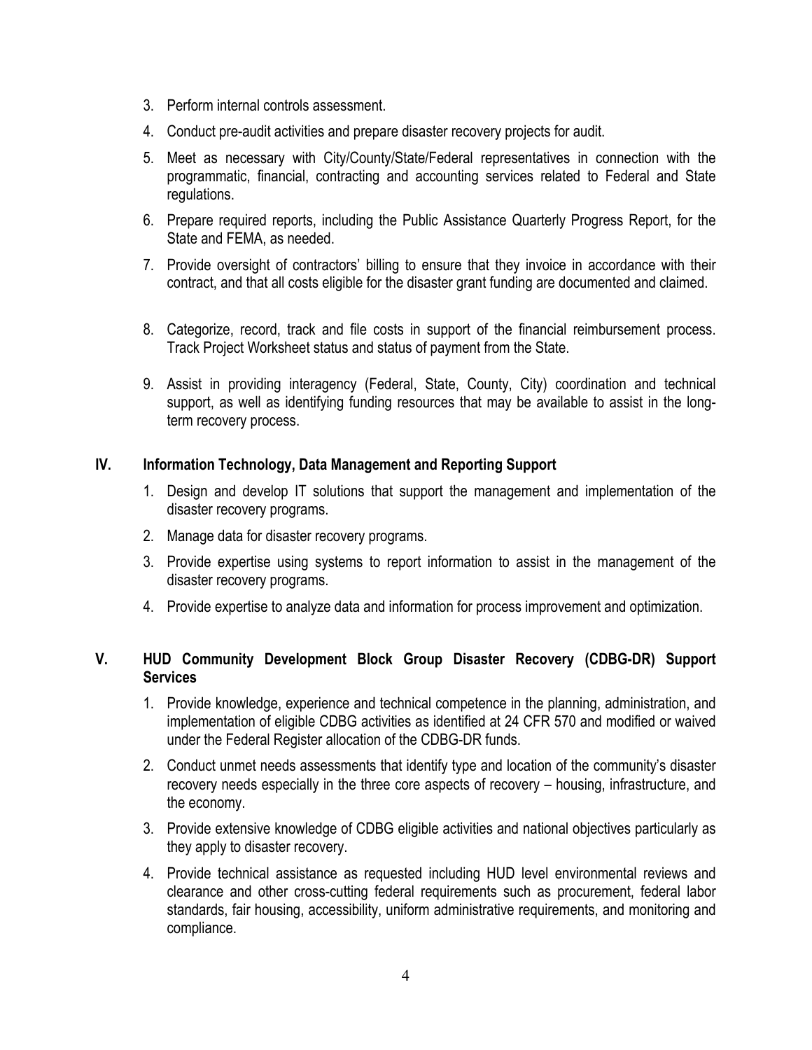3. Perform internal controls assessment.
4. Conduct pre-audit activities and prepare disaster recovery projects for audit.
5. Meet as necessary with City/County/State/Federal representatives in connection with the programmatic, financial, contracting and accounting services related to Federal and State regulations.
6. Prepare required reports, including the Public Assistance Quarterly Progress Report, for the State and FEMA, as needed.
7. Provide oversight of contractors' billing to ensure that they invoice in accordance with their contract, and that all costs eligible for the disaster grant funding are documented and claimed.
8. Categorize, record, track and file costs in support of the financial reimbursement process. Track Project Worksheet status and status of payment from the State.
9. Assist in providing interagency (Federal, State, County, City) coordination and technical support, as well as identifying funding resources that may be available to assist in the long-term recovery process.

## IV. Information Technology, Data Management and Reporting Support

1. Design and develop IT solutions that support the management and implementation of the disaster recovery programs.
2. Manage data for disaster recovery programs.
3. Provide expertise using systems to report information to assist in the management of the disaster recovery programs.
4. Provide expertise to analyze data and information for process improvement and optimization.

## V. HUD Community Development Block Group Disaster Recovery (CDBG-DR) Support Services

1. Provide knowledge, experience and technical competence in the planning, administration, and implementation of eligible CDBG activities as identified at 24 CFR 570 and modified or waived under the Federal Register allocation of the CDBG-DR funds.
2. Conduct unmet needs assessments that identify type and location of the community's disaster recovery needs especially in the three core aspects of recovery – housing, infrastructure, and the economy.
3. Provide extensive knowledge of CDBG eligible activities and national objectives particularly as they apply to disaster recovery.
4. Provide technical assistance as requested including HUD level environmental reviews and clearance and other cross-cutting federal requirements such as procurement, federal labor standards, fair housing, accessibility, uniform administrative requirements, and monitoring and compliance.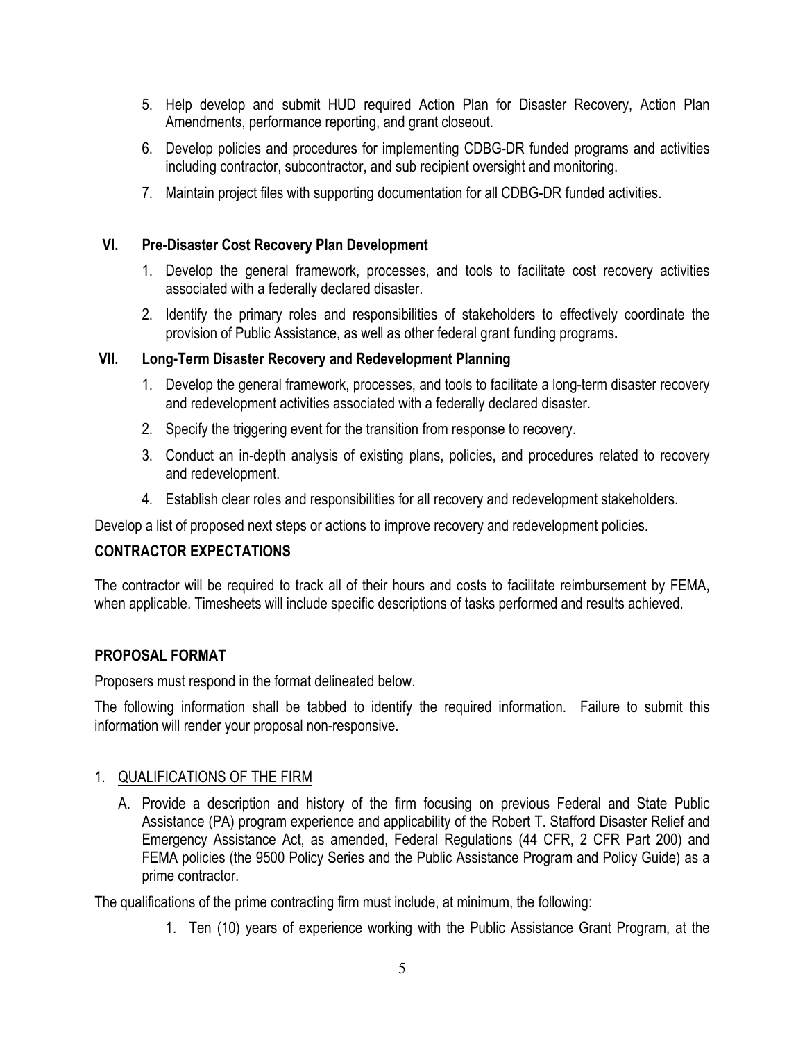5. Help develop and submit HUD required Action Plan for Disaster Recovery, Action Plan Amendments, performance reporting, and grant closeout.
6. Develop policies and procedures for implementing CDBG-DR funded programs and activities including contractor, subcontractor, and sub recipient oversight and monitoring.
7. Maintain project files with supporting documentation for all CDBG-DR funded activities.

### VI. Pre-Disaster Cost Recovery Plan Development

1. Develop the general framework, processes, and tools to facilitate cost recovery activities associated with a federally declared disaster.
2. Identify the primary roles and responsibilities of stakeholders to effectively coordinate the provision of Public Assistance, as well as other federal grant funding programs**.**

### VII. Long-Term Disaster Recovery and Redevelopment Planning

1. Develop the general framework, processes, and tools to facilitate a long-term disaster recovery and redevelopment activities associated with a federally declared disaster.
2. Specify the triggering event for the transition from response to recovery.
3. Conduct an in-depth analysis of existing plans, policies, and procedures related to recovery and redevelopment.
4. Establish clear roles and responsibilities for all recovery and redevelopment stakeholders.

Develop a list of proposed next steps or actions to improve recovery and redevelopment policies.

## CONTRACTOR EXPECTATIONS

The contractor will be required to track all of their hours and costs to facilitate reimbursement by FEMA, when applicable. Timesheets will include specific descriptions of tasks performed and results achieved.

## PROPOSAL FORMAT

Proposers must respond in the format delineated below.

The following information shall be tabbed to identify the required information. Failure to submit this information will render your proposal non-responsive.

1. QUALIFICATIONS OF THE FIRM

   A. Provide a description and history of the firm focusing on previous Federal and State Public Assistance (PA) program experience and applicability of the Robert T. Stafford Disaster Relief and Emergency Assistance Act, as amended, Federal Regulations (44 CFR, 2 CFR Part 200) and FEMA policies (the 9500 Policy Series and the Public Assistance Program and Policy Guide) as a prime contractor.

The qualifications of the prime contracting firm must include, at minimum, the following:

1. Ten (10) years of experience working with the Public Assistance Grant Program, at the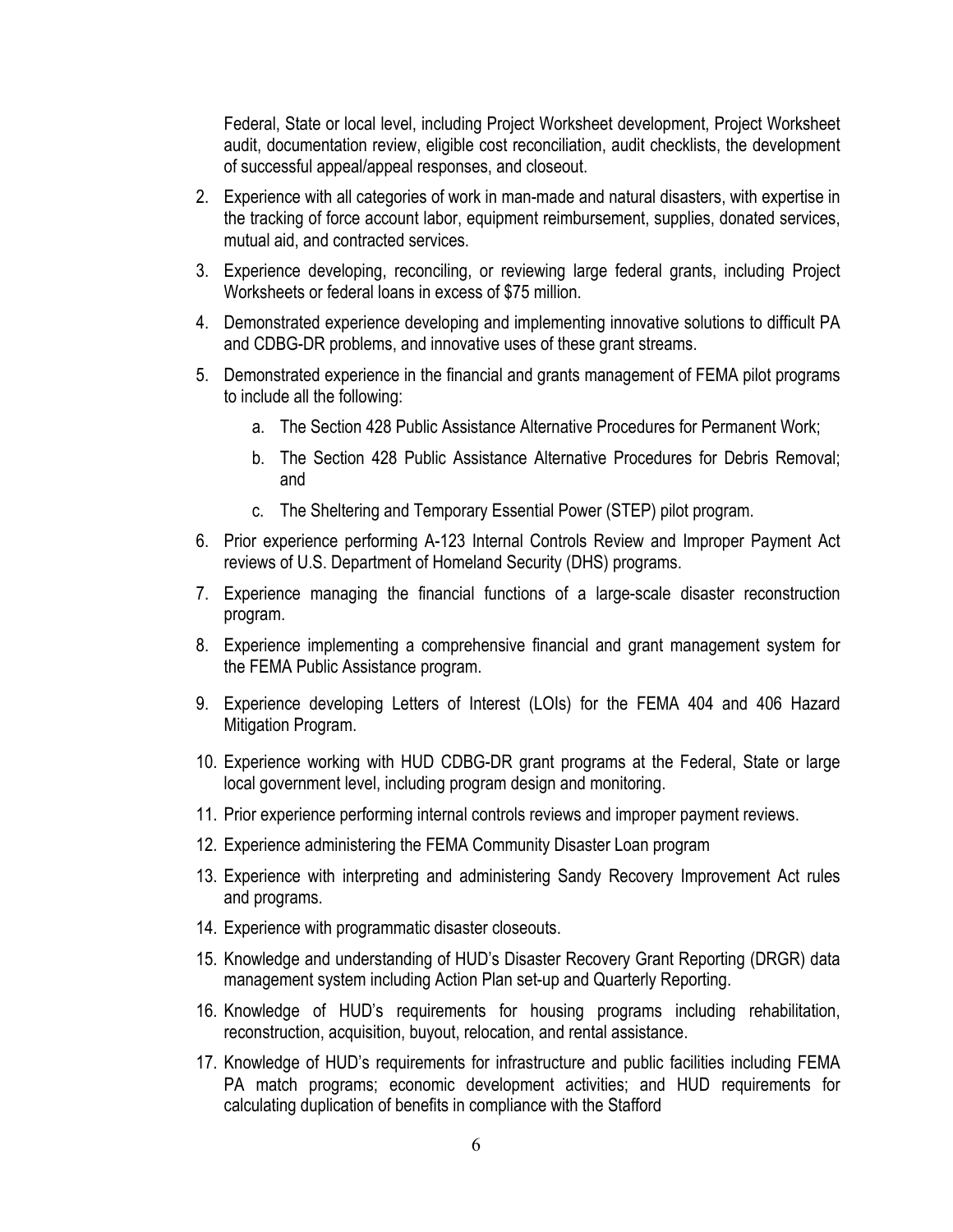Federal, State or local level, including Project Worksheet development, Project Worksheet audit, documentation review, eligible cost reconciliation, audit checklists, the development of successful appeal/appeal responses, and closeout.

2. Experience with all categories of work in man-made and natural disasters, with expertise in the tracking of force account labor, equipment reimbursement, supplies, donated services, mutual aid, and contracted services.
3. Experience developing, reconciling, or reviewing large federal grants, including Project Worksheets or federal loans in excess of $75 million.
4. Demonstrated experience developing and implementing innovative solutions to difficult PA and CDBG-DR problems, and innovative uses of these grant streams.
5. Demonstrated experience in the financial and grants management of FEMA pilot programs to include all the following:
    a. The Section 428 Public Assistance Alternative Procedures for Permanent Work;
    b. The Section 428 Public Assistance Alternative Procedures for Debris Removal; and
    c. The Sheltering and Temporary Essential Power (STEP) pilot program.
6. Prior experience performing A-123 Internal Controls Review and Improper Payment Act reviews of U.S. Department of Homeland Security (DHS) programs.
7. Experience managing the financial functions of a large-scale disaster reconstruction program.
8. Experience implementing a comprehensive financial and grant management system for the FEMA Public Assistance program.
9. Experience developing Letters of Interest (LOIs) for the FEMA 404 and 406 Hazard Mitigation Program.
10. Experience working with HUD CDBG-DR grant programs at the Federal, State or large local government level, including program design and monitoring.
11. Prior experience performing internal controls reviews and improper payment reviews.
12. Experience administering the FEMA Community Disaster Loan program
13. Experience with interpreting and administering Sandy Recovery Improvement Act rules and programs.
14. Experience with programmatic disaster closeouts.
15. Knowledge and understanding of HUD's Disaster Recovery Grant Reporting (DRGR) data management system including Action Plan set-up and Quarterly Reporting.
16. Knowledge of HUD's requirements for housing programs including rehabilitation, reconstruction, acquisition, buyout, relocation, and rental assistance.
17. Knowledge of HUD's requirements for infrastructure and public facilities including FEMA PA match programs; economic development activities; and HUD requirements for calculating duplication of benefits in compliance with the Stafford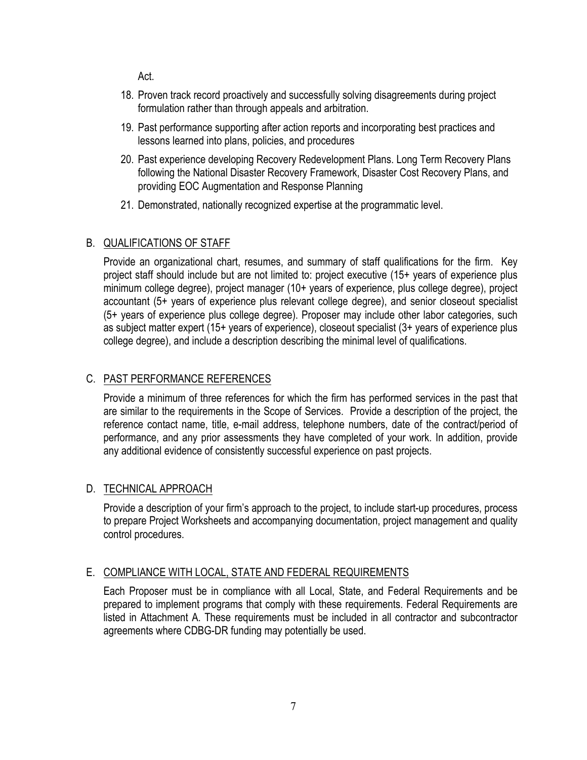Act.

18. Proven track record proactively and successfully solving disagreements during project formulation rather than through appeals and arbitration.
19. Past performance supporting after action reports and incorporating best practices and lessons learned into plans, policies, and procedures
20. Past experience developing Recovery Redevelopment Plans. Long Term Recovery Plans following the National Disaster Recovery Framework, Disaster Cost Recovery Plans, and providing EOC Augmentation and Response Planning
21. Demonstrated, nationally recognized expertise at the programmatic level.

B. QUALIFICATIONS OF STAFF

Provide an organizational chart, resumes, and summary of staff qualifications for the firm. Key project staff should include but are not limited to: project executive (15+ years of experience plus minimum college degree), project manager (10+ years of experience, plus college degree), project accountant (5+ years of experience plus relevant college degree), and senior closeout specialist (5+ years of experience plus college degree). Proposer may include other labor categories, such as subject matter expert (15+ years of experience), closeout specialist (3+ years of experience plus college degree), and include a description describing the minimal level of qualifications.

C. PAST PERFORMANCE REFERENCES

Provide a minimum of three references for which the firm has performed services in the past that are similar to the requirements in the Scope of Services. Provide a description of the project, the reference contact name, title, e-mail address, telephone numbers, date of the contract/period of performance, and any prior assessments they have completed of your work. In addition, provide any additional evidence of consistently successful experience on past projects.

D. TECHNICAL APPROACH

Provide a description of your firm's approach to the project, to include start-up procedures, process to prepare Project Worksheets and accompanying documentation, project management and quality control procedures.

E. COMPLIANCE WITH LOCAL, STATE AND FEDERAL REQUIREMENTS

Each Proposer must be in compliance with all Local, State, and Federal Requirements and be prepared to implement programs that comply with these requirements. Federal Requirements are listed in Attachment A. These requirements must be included in all contractor and subcontractor agreements where CDBG-DR funding may potentially be used.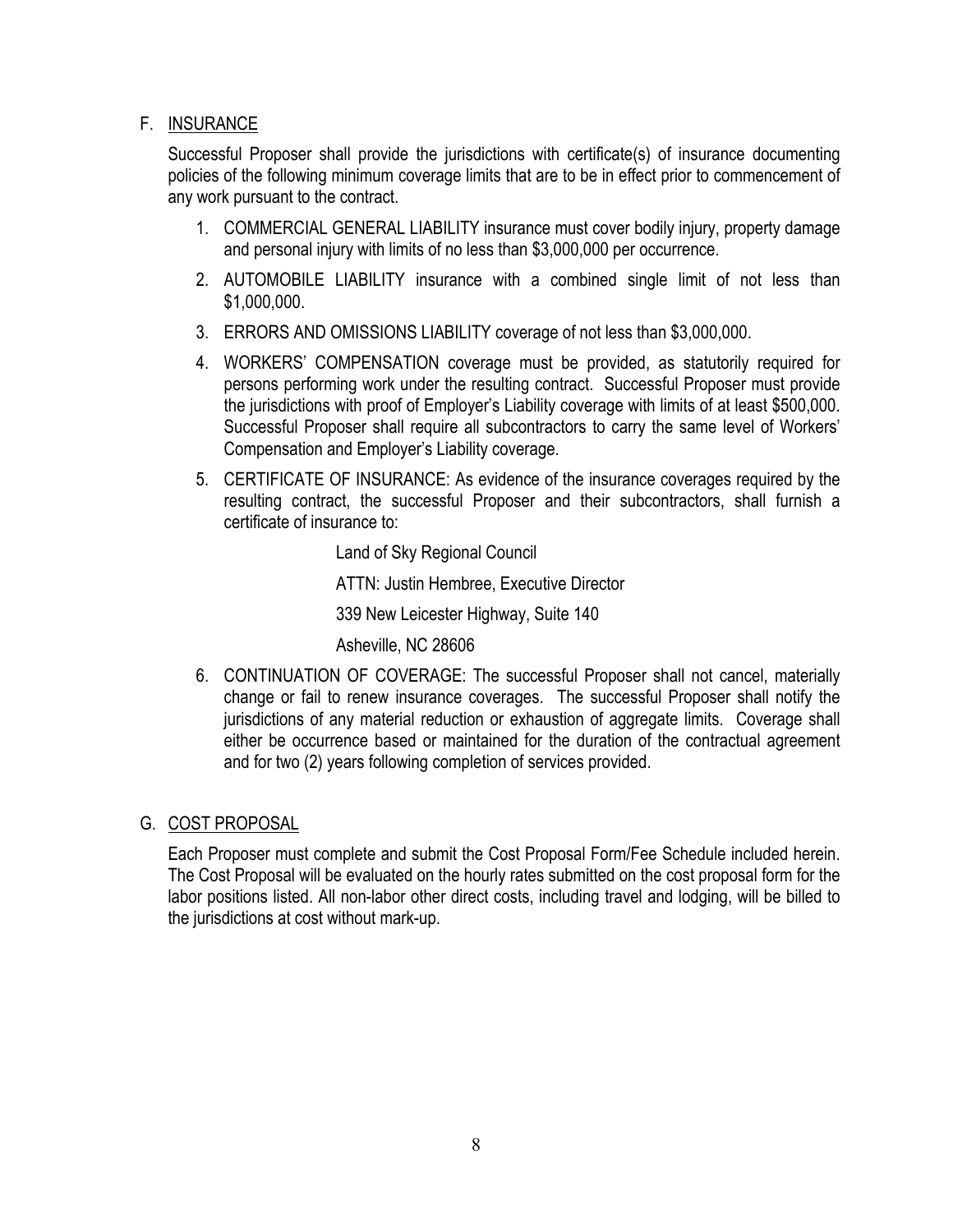## F. INSURANCE

Successful Proposer shall provide the jurisdictions with certificate(s) of insurance documenting policies of the following minimum coverage limits that are to be in effect prior to commencement of any work pursuant to the contract.

1. COMMERCIAL GENERAL LIABILITY insurance must cover bodily injury, property damage and personal injury with limits of no less than $3,000,000 per occurrence.
2. AUTOMOBILE LIABILITY insurance with a combined single limit of not less than $1,000,000.
3. ERRORS AND OMISSIONS LIABILITY coverage of not less than $3,000,000.
4. WORKERS' COMPENSATION coverage must be provided, as statutorily required for persons performing work under the resulting contract. Successful Proposer must provide the jurisdictions with proof of Employer's Liability coverage with limits of at least $500,000. Successful Proposer shall require all subcontractors to carry the same level of Workers' Compensation and Employer's Liability coverage.
5. CERTIFICATE OF INSURANCE: As evidence of the insurance coverages required by the resulting contract, the successful Proposer and their subcontractors, shall furnish a certificate of insurance to:

   Land of Sky Regional Council

   ATTN: Justin Hembree, Executive Director

   339 New Leicester Highway, Suite 140

   Asheville, NC 28606

6. CONTINUATION OF COVERAGE: The successful Proposer shall not cancel, materially change or fail to renew insurance coverages. The successful Proposer shall notify the jurisdictions of any material reduction or exhaustion of aggregate limits. Coverage shall either be occurrence based or maintained for the duration of the contractual agreement and for two (2) years following completion of services provided.

## G. COST PROPOSAL

Each Proposer must complete and submit the Cost Proposal Form/Fee Schedule included herein. The Cost Proposal will be evaluated on the hourly rates submitted on the cost proposal form for the labor positions listed. All non-labor other direct costs, including travel and lodging, will be billed to the jurisdictions at cost without mark-up.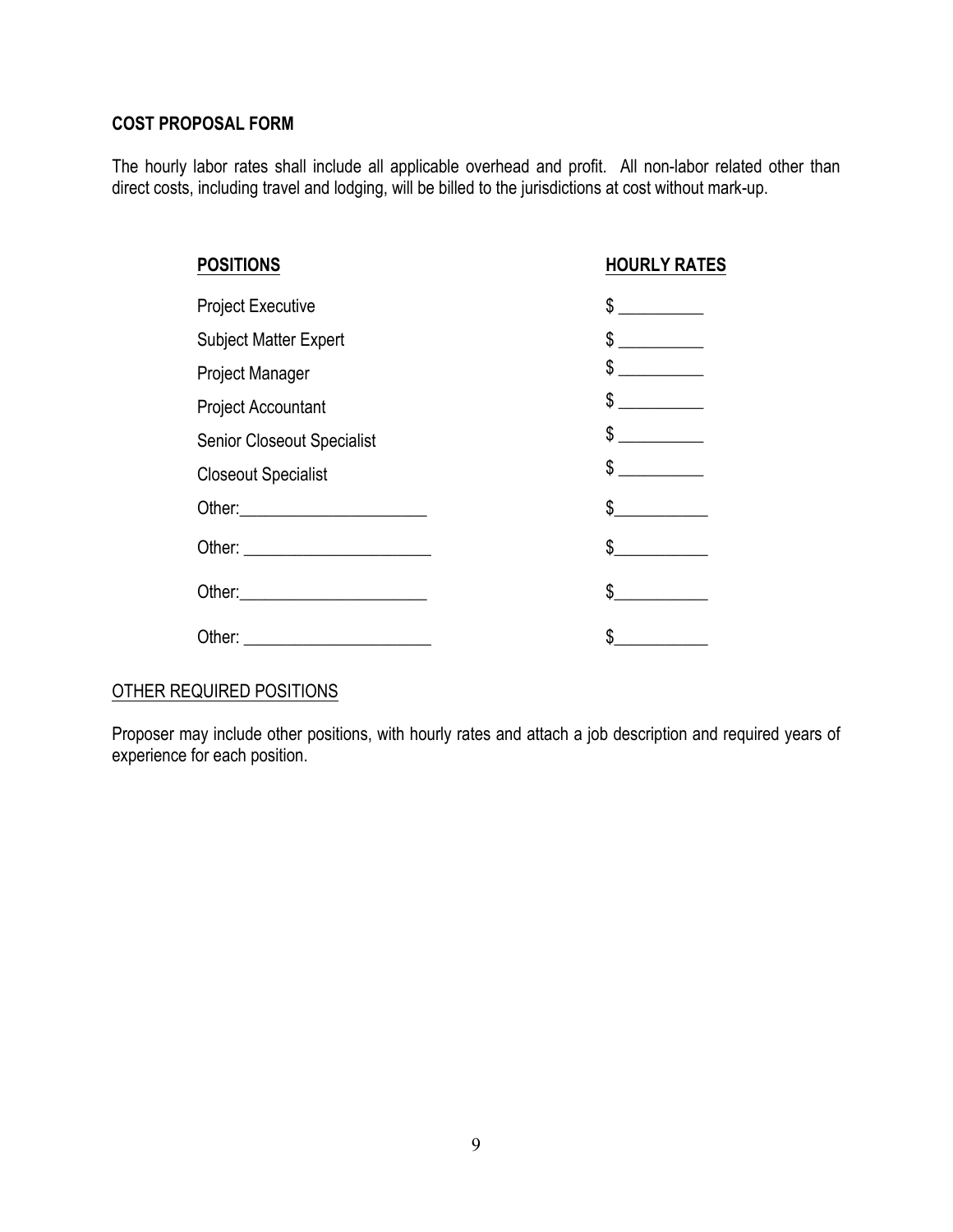**COST PROPOSAL FORM**

The hourly labor rates shall include all applicable overhead and profit. All non-labor related other than direct costs, including travel and lodging, will be billed to the jurisdictions at cost without mark-up.

| POSITIONS | HOURLY RATES |
|---|---|
| Project Executive | $ __________ |
| Subject Matter Expert | $ __________ |
| Project Manager | $ __________ |
| Project Accountant | $ __________ |
| Senior Closeout Specialist | $ __________ |
| Closeout Specialist | $ __________ |
| Other:______________________ | $___________ |
| Other: ______________________ | $___________ |
| Other:______________________ | $___________ |
| Other: ______________________ | $___________ |

OTHER REQUIRED POSITIONS

Proposer may include other positions, with hourly rates and attach a job description and required years of experience for each position.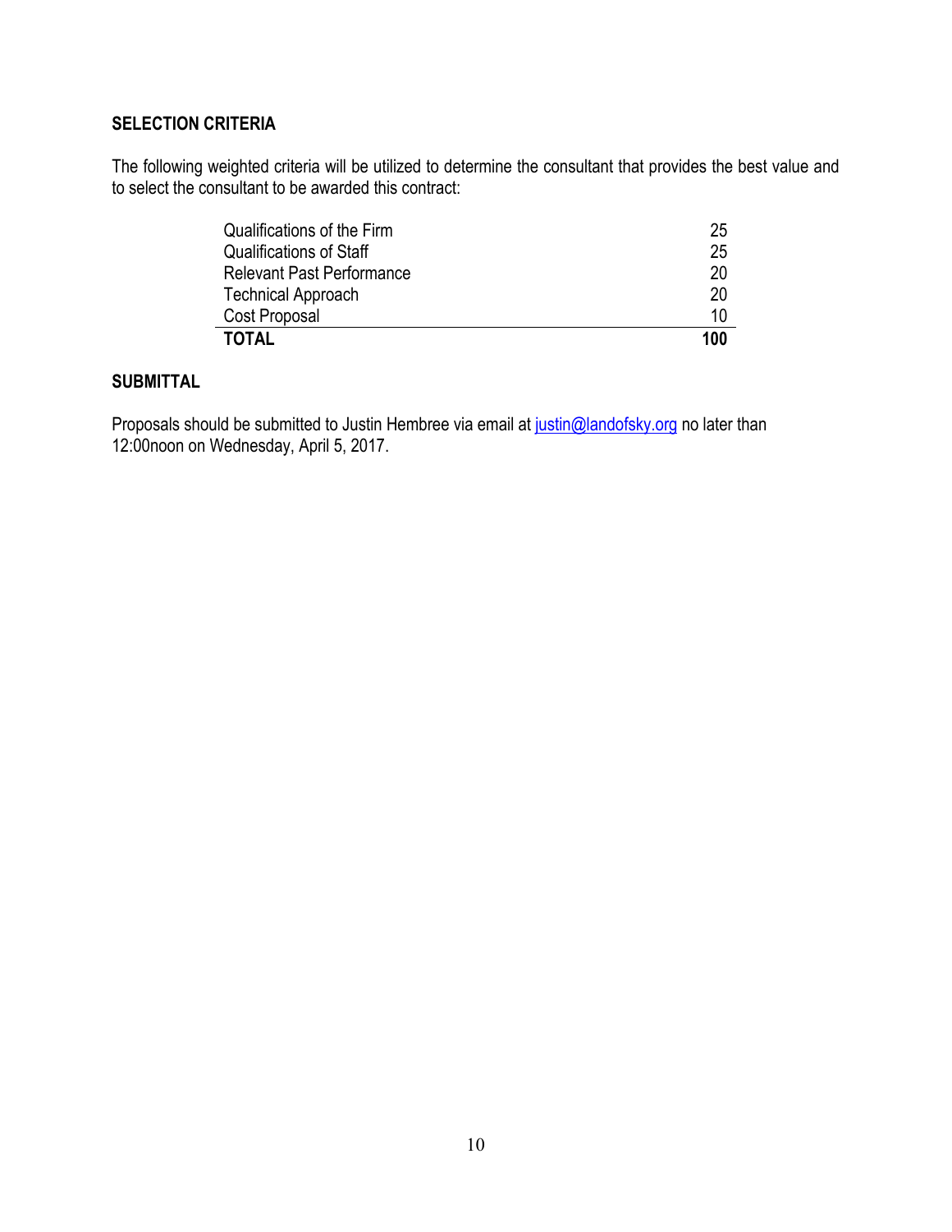## SELECTION CRITERIA

The following weighted criteria will be utilized to determine the consultant that provides the best value and to select the consultant to be awarded this contract:

| | |
|---|---|
| Qualifications of the Firm | 25 |
| Qualifications of Staff | 25 |
| Relevant Past Performance | 20 |
| Technical Approach | 20 |
| Cost Proposal | 10 |
| **TOTAL** | **100** |

## SUBMITTAL

Proposals should be submitted to Justin Hembree via email at justin@landofsky.org no later than 12:00noon on Wednesday, April 5, 2017.